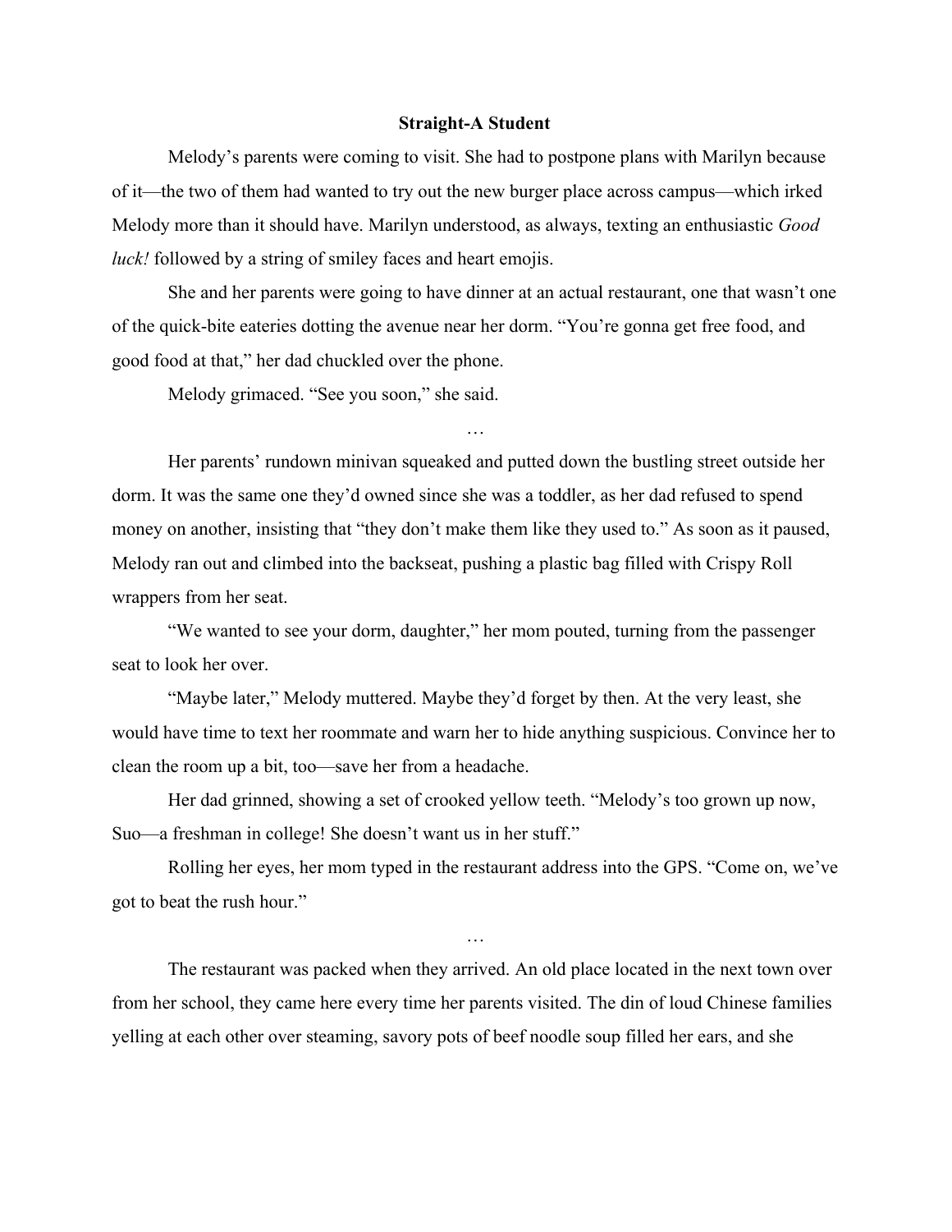**Straight-A Student**

Melody's parents were coming to visit. She had to postpone plans with Marilyn because of it—the two of them had wanted to try out the new burger place across campus—which irked Melody more than it should have. Marilyn understood, as always, texting an enthusiastic *Good luck!* followed by a string of smiley faces and heart emojis.

She and her parents were going to have dinner at an actual restaurant, one that wasn't one of the quick-bite eateries dotting the avenue near her dorm. "You're gonna get free food, and good food at that," her dad chuckled over the phone.

Melody grimaced. "See you soon," she said.

…

Her parents' rundown minivan squeaked and putted down the bustling street outside her dorm. It was the same one they'd owned since she was a toddler, as her dad refused to spend money on another, insisting that "they don't make them like they used to." As soon as it paused, Melody ran out and climbed into the backseat, pushing a plastic bag filled with Crispy Roll wrappers from her seat.

"We wanted to see your dorm, daughter," her mom pouted, turning from the passenger seat to look her over.

"Maybe later," Melody muttered. Maybe they'd forget by then. At the very least, she would have time to text her roommate and warn her to hide anything suspicious. Convince her to clean the room up a bit, too—save her from a headache.

Her dad grinned, showing a set of crooked yellow teeth. "Melody's too grown up now, Suo—a freshman in college! She doesn't want us in her stuff."

Rolling her eyes, her mom typed in the restaurant address into the GPS. "Come on, we've got to beat the rush hour."

…

The restaurant was packed when they arrived. An old place located in the next town over from her school, they came here every time her parents visited. The din of loud Chinese families yelling at each other over steaming, savory pots of beef noodle soup filled her ears, and she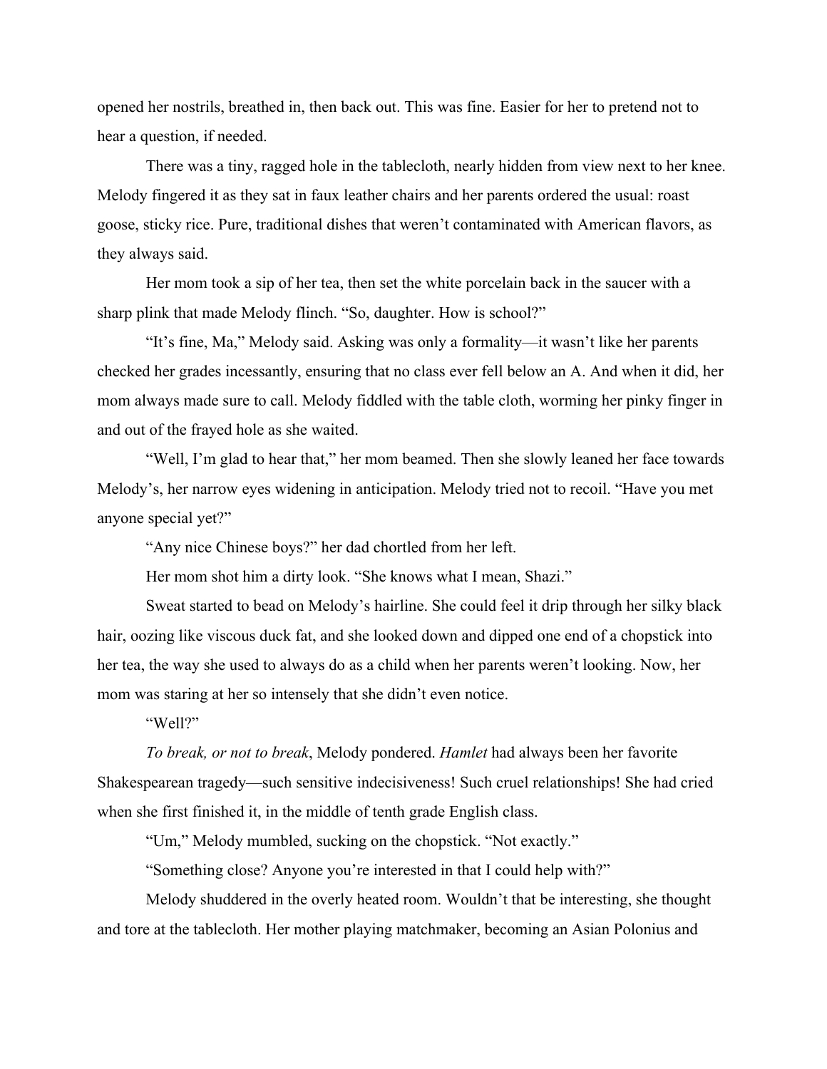opened her nostrils, breathed in, then back out. This was fine. Easier for her to pretend not to hear a question, if needed.

There was a tiny, ragged hole in the tablecloth, nearly hidden from view next to her knee. Melody fingered it as they sat in faux leather chairs and her parents ordered the usual: roast goose, sticky rice. Pure, traditional dishes that weren't contaminated with American flavors, as they always said.

Her mom took a sip of her tea, then set the white porcelain back in the saucer with a sharp plink that made Melody flinch. "So, daughter. How is school?"

"It's fine, Ma," Melody said. Asking was only a formality—it wasn't like her parents checked her grades incessantly, ensuring that no class ever fell below an A. And when it did, her mom always made sure to call. Melody fiddled with the table cloth, worming her pinky finger in and out of the frayed hole as she waited.

"Well, I'm glad to hear that," her mom beamed. Then she slowly leaned her face towards Melody's, her narrow eyes widening in anticipation. Melody tried not to recoil. "Have you met anyone special yet?"

"Any nice Chinese boys?" her dad chortled from her left.

Her mom shot him a dirty look. "She knows what I mean, Shazi."

Sweat started to bead on Melody's hairline. She could feel it drip through her silky black hair, oozing like viscous duck fat, and she looked down and dipped one end of a chopstick into her tea, the way she used to always do as a child when her parents weren't looking. Now, her mom was staring at her so intensely that she didn't even notice.

"Well?"

*To break, or not to break*, Melody pondered. *Hamlet* had always been her favorite Shakespearean tragedy—such sensitive indecisiveness! Such cruel relationships! She had cried when she first finished it, in the middle of tenth grade English class.

"Um," Melody mumbled, sucking on the chopstick. "Not exactly."

"Something close? Anyone you're interested in that I could help with?"

Melody shuddered in the overly heated room. Wouldn't that be interesting, she thought and tore at the tablecloth. Her mother playing matchmaker, becoming an Asian Polonius and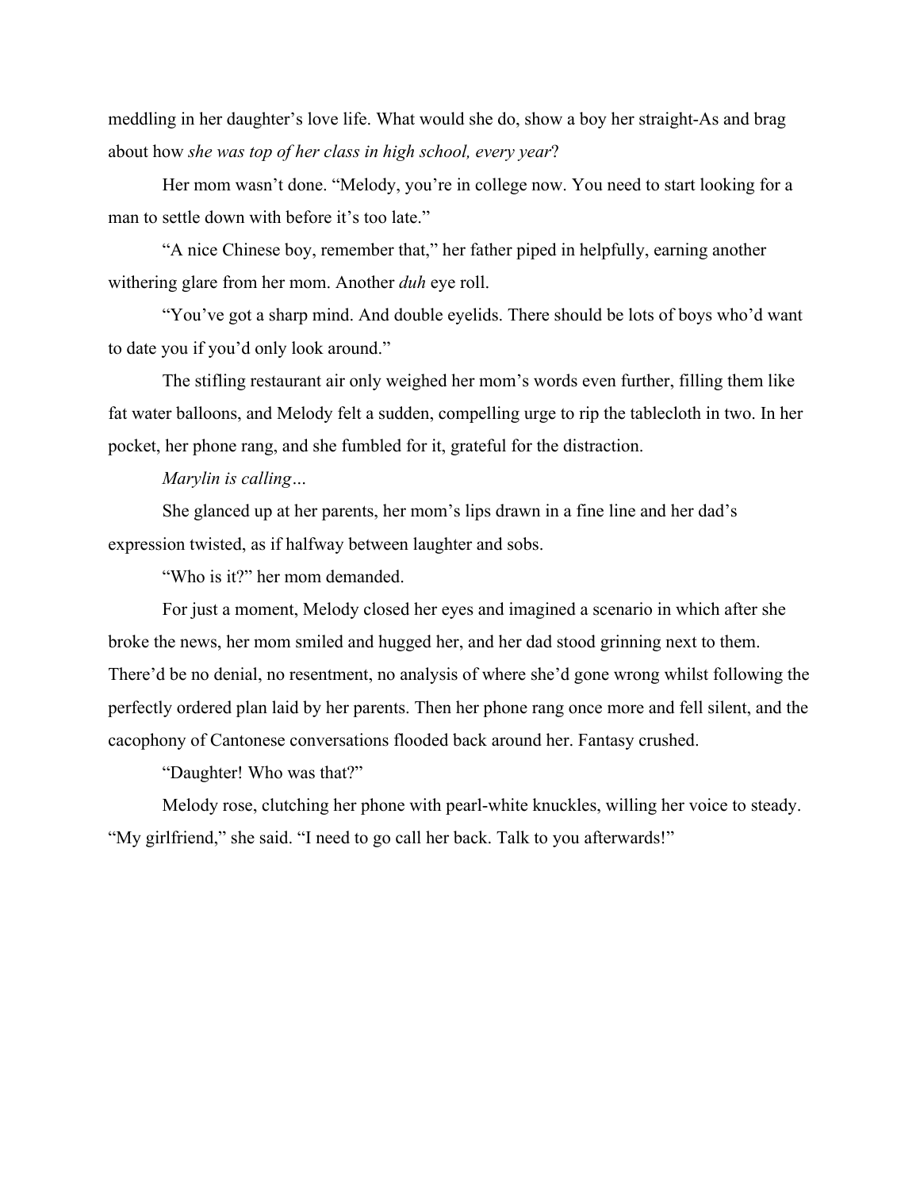meddling in her daughter's love life. What would she do, show a boy her straight-As and brag about how *she was top of her class in high school, every year*?

Her mom wasn't done. "Melody, you're in college now. You need to start looking for a man to settle down with before it's too late."

"A nice Chinese boy, remember that," her father piped in helpfully, earning another withering glare from her mom. Another *duh* eye roll.

"You've got a sharp mind. And double eyelids. There should be lots of boys who'd want to date you if you'd only look around."

The stifling restaurant air only weighed her mom's words even further, filling them like fat water balloons, and Melody felt a sudden, compelling urge to rip the tablecloth in two. In her pocket, her phone rang, and she fumbled for it, grateful for the distraction.

*Marylin is calling…*

She glanced up at her parents, her mom's lips drawn in a fine line and her dad's expression twisted, as if halfway between laughter and sobs.

"Who is it?" her mom demanded.

For just a moment, Melody closed her eyes and imagined a scenario in which after she broke the news, her mom smiled and hugged her, and her dad stood grinning next to them. There'd be no denial, no resentment, no analysis of where she'd gone wrong whilst following the perfectly ordered plan laid by her parents. Then her phone rang once more and fell silent, and the cacophony of Cantonese conversations flooded back around her. Fantasy crushed.

"Daughter! Who was that?"

Melody rose, clutching her phone with pearl-white knuckles, willing her voice to steady. "My girlfriend," she said. "I need to go call her back. Talk to you afterwards!"